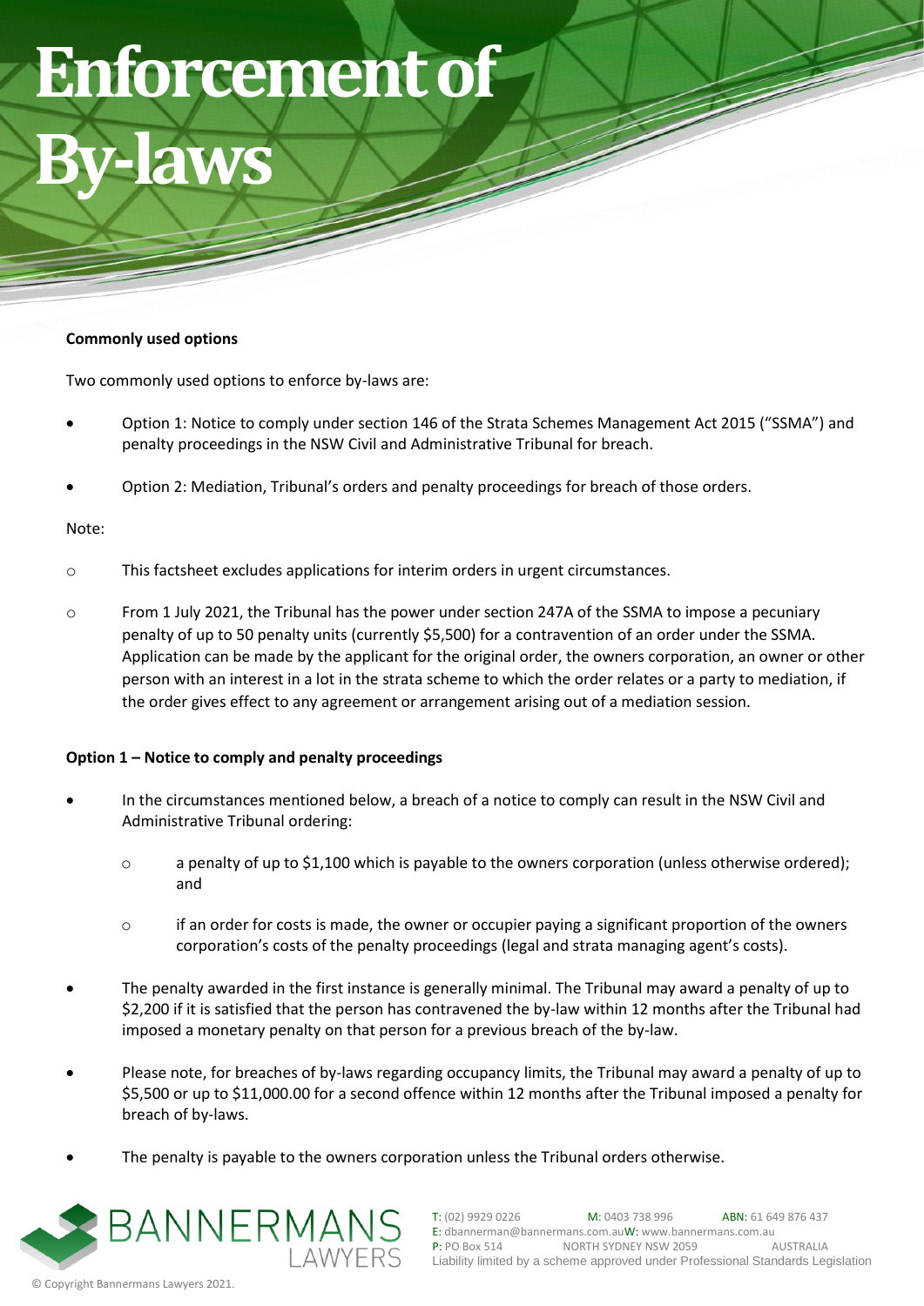# Enforcement of By-laws

**Commonly used options**

Two commonly used options to enforce by-laws are:

- Option 1: Notice to comply under section 146 of the Strata Schemes Management Act 2015 ("SSMA") and penalty proceedings in the NSW Civil and Administrative Tribunal for breach.
- Option 2: Mediation, Tribunal's orders and penalty proceedings for breach of those orders.

Note:

- This factsheet excludes applications for interim orders in urgent circumstances.
- From 1 July 2021, the Tribunal has the power under section 247A of the SSMA to impose a pecuniary penalty of up to 50 penalty units (currently $5,500) for a contravention of an order under the SSMA. Application can be made by the applicant for the original order, the owners corporation, an owner or other person with an interest in a lot in the strata scheme to which the order relates or a party to mediation, if the order gives effect to any agreement or arrangement arising out of a mediation session.

**Option 1 – Notice to comply and penalty proceedings**

- In the circumstances mentioned below, a breach of a notice to comply can result in the NSW Civil and Administrative Tribunal ordering:
  - a penalty of up to $1,100 which is payable to the owners corporation (unless otherwise ordered); and
  - if an order for costs is made, the owner or occupier paying a significant proportion of the owners corporation's costs of the penalty proceedings (legal and strata managing agent's costs).
- The penalty awarded in the first instance is generally minimal. The Tribunal may award a penalty of up to $2,200 if it is satisfied that the person has contravened the by-law within 12 months after the Tribunal had imposed a monetary penalty on that person for a previous breach of the by-law.
- Please note, for breaches of by-laws regarding occupancy limits, the Tribunal may award a penalty of up to $5,500 or up to $11,000.00 for a second offence within 12 months after the Tribunal imposed a penalty for breach of by-laws.
- The penalty is payable to the owners corporation unless the Tribunal orders otherwise.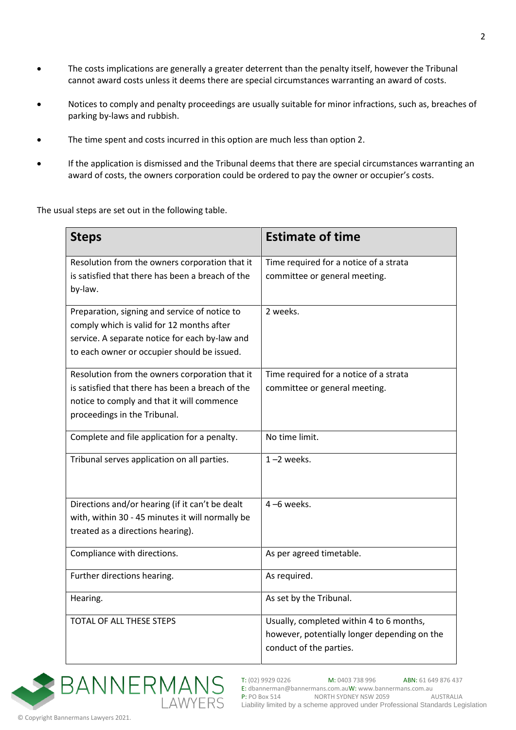- The costs implications are generally a greater deterrent than the penalty itself, however the Tribunal cannot award costs unless it deems there are special circumstances warranting an award of costs.

- Notices to comply and penalty proceedings are usually suitable for minor infractions, such as, breaches of parking by-laws and rubbish.

- The time spent and costs incurred in this option are much less than option 2.

- If the application is dismissed and the Tribunal deems that there are special circumstances warranting an award of costs, the owners corporation could be ordered to pay the owner or occupier's costs.

The usual steps are set out in the following table.

| Steps | Estimate of time |
|---|---|
| Resolution from the owners corporation that it is satisfied that there has been a breach of the by-law. | Time required for a notice of a strata committee or general meeting. |
| Preparation, signing and service of notice to comply which is valid for 12 months after service. A separate notice for each by-law and to each owner or occupier should be issued. | 2 weeks. |
| Resolution from the owners corporation that it is satisfied that there has been a breach of the notice to comply and that it will commence proceedings in the Tribunal. | Time required for a notice of a strata committee or general meeting. |
| Complete and file application for a penalty. | No time limit. |
| Tribunal serves application on all parties. | 1 –2 weeks. |
| Directions and/or hearing (if it can't be dealt with, within 30 - 45 minutes it will normally be treated as a directions hearing). | 4 –6 weeks. |
| Compliance with directions. | As per agreed timetable. |
| Further directions hearing. | As required. |
| Hearing. | As set by the Tribunal. |
| TOTAL OF ALL THESE STEPS | Usually, completed within 4 to 6 months, however, potentially longer depending on the conduct of the parties. |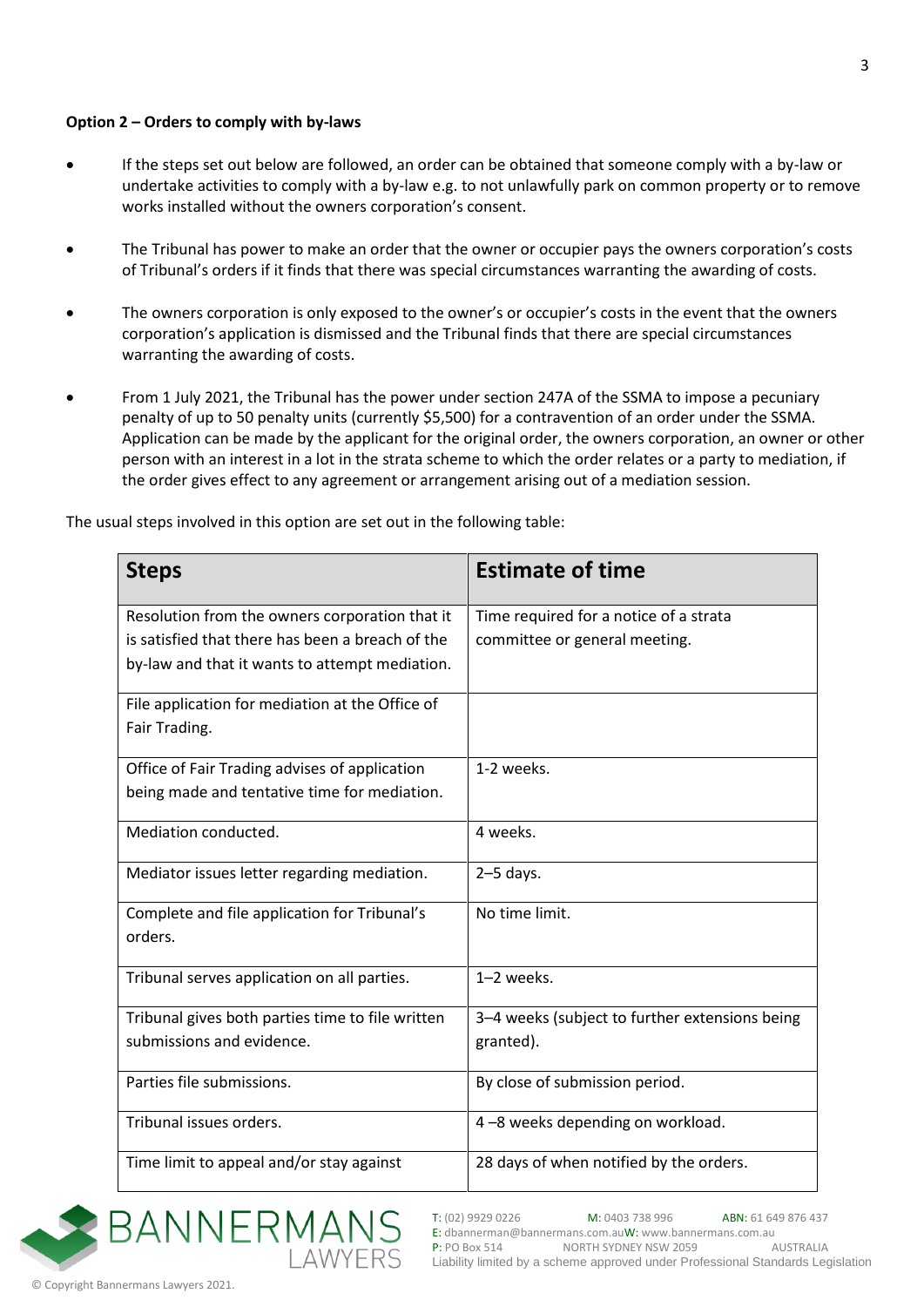**Option 2 – Orders to comply with by-laws**

- If the steps set out below are followed, an order can be obtained that someone comply with a by-law or undertake activities to comply with a by-law e.g. to not unlawfully park on common property or to remove works installed without the owners corporation's consent.

- The Tribunal has power to make an order that the owner or occupier pays the owners corporation's costs of Tribunal's orders if it finds that there was special circumstances warranting the awarding of costs.

- The owners corporation is only exposed to the owner's or occupier's costs in the event that the owners corporation's application is dismissed and the Tribunal finds that there are special circumstances warranting the awarding of costs.

- From 1 July 2021, the Tribunal has the power under section 247A of the SSMA to impose a pecuniary penalty of up to 50 penalty units (currently $5,500) for a contravention of an order under the SSMA. Application can be made by the applicant for the original order, the owners corporation, an owner or other person with an interest in a lot in the strata scheme to which the order relates or a party to mediation, if the order gives effect to any agreement or arrangement arising out of a mediation session.

The usual steps involved in this option are set out in the following table:

| Steps | Estimate of time |
|---|---|
| Resolution from the owners corporation that it is satisfied that there has been a breach of the by-law and that it wants to attempt mediation. | Time required for a notice of a strata committee or general meeting. |
| File application for mediation at the Office of Fair Trading. | |
| Office of Fair Trading advises of application being made and tentative time for mediation. | 1-2 weeks. |
| Mediation conducted. | 4 weeks. |
| Mediator issues letter regarding mediation. | 2–5 days. |
| Complete and file application for Tribunal's orders. | No time limit. |
| Tribunal serves application on all parties. | 1–2 weeks. |
| Tribunal gives both parties time to file written submissions and evidence. | 3–4 weeks (subject to further extensions being granted). |
| Parties file submissions. | By close of submission period. |
| Tribunal issues orders. | 4 –8 weeks depending on workload. |
| Time limit to appeal and/or stay against | 28 days of when notified by the orders. |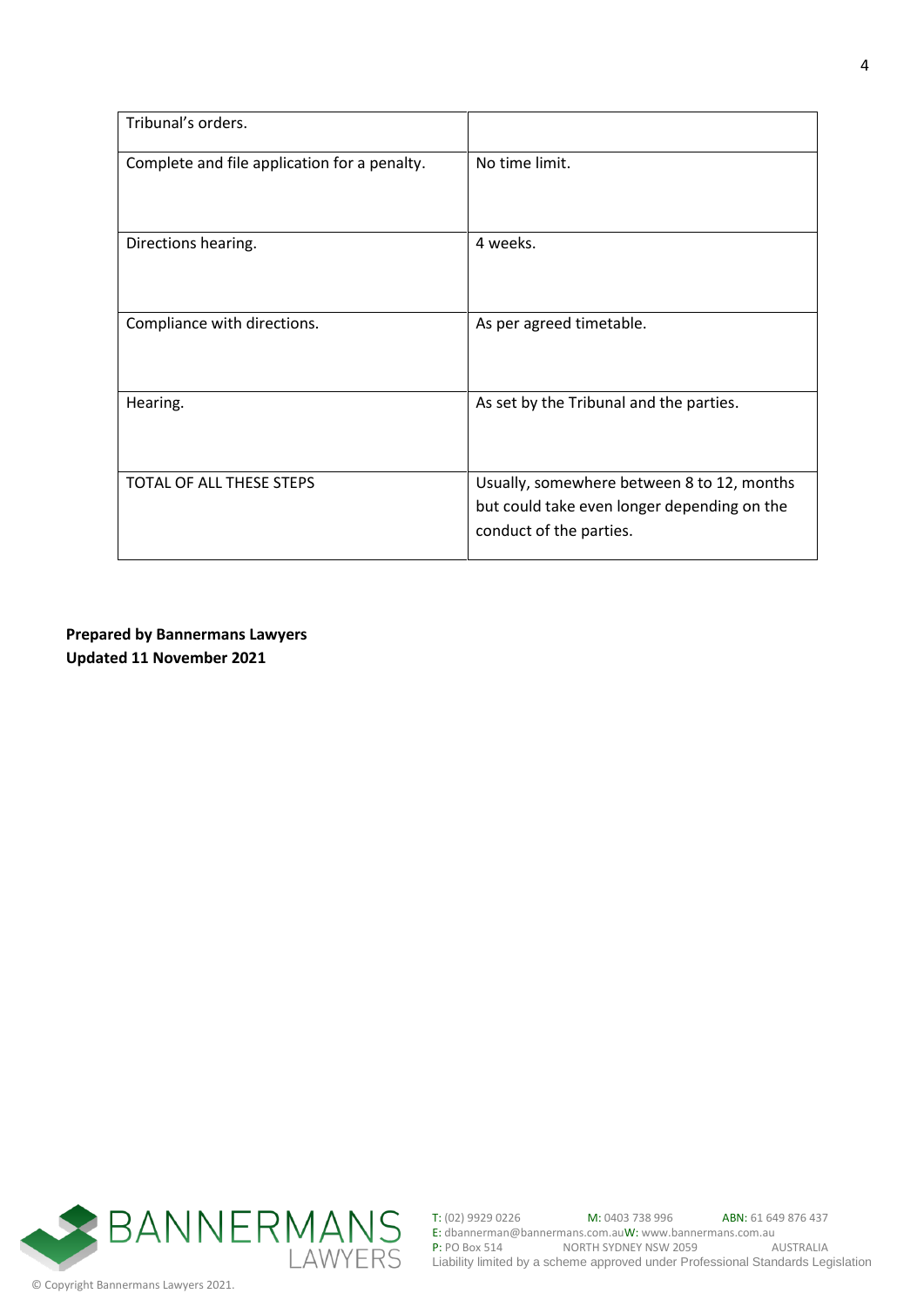| | |
|---|---|
| Tribunal's orders. | |
| Complete and file application for a penalty. | No time limit. |
| Directions hearing. | 4 weeks. |
| Compliance with directions. | As per agreed timetable. |
| Hearing. | As set by the Tribunal and the parties. |
| TOTAL OF ALL THESE STEPS | Usually, somewhere between 8 to 12, months but could take even longer depending on the conduct of the parties. |

**Prepared by Bannermans Lawyers**
**Updated 11 November 2021**

T: (02) 9929 0226 M: 0403 738 996 ABN: 61 649 876 437
E: dbannerman@bannermans.com.au W: www.bannermans.com.au
P: PO Box 514 NORTH SYDNEY NSW 2059 AUSTRALIA
Liability limited by a scheme approved under Professional Standards Legislation

© Copyright Bannermans Lawyers 2021.